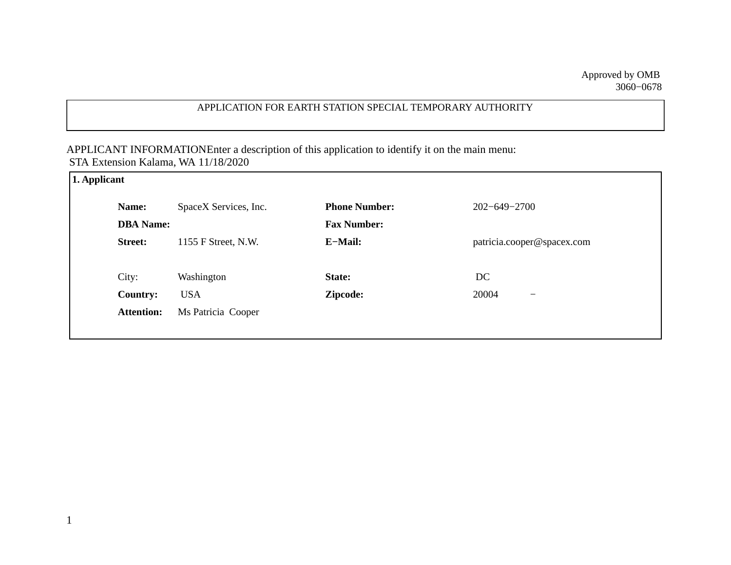Approved by OMB
3060−0678

# APPLICATION FOR EARTH STATION SPECIAL TEMPORARY AUTHORITY

APPLICANT INFORMATIONEnter a description of this application to identify it on the main menu:
STA Extension Kalama, WA 11/18/2020

**1. Applicant**

| | | | |
|---|---|---|---|
| **Name:** | SpaceX Services, Inc. | **Phone Number:** | 202−649−2700 |
| **DBA Name:** | | **Fax Number:** | |
| **Street:** | 1155 F Street, N.W. | **E−Mail:** | patricia.cooper@spacex.com |
| City: | Washington | **State:** | DC |
| **Country:** | USA | **Zipcode:** | 20004 − |
| **Attention:** | Ms Patricia Cooper | | |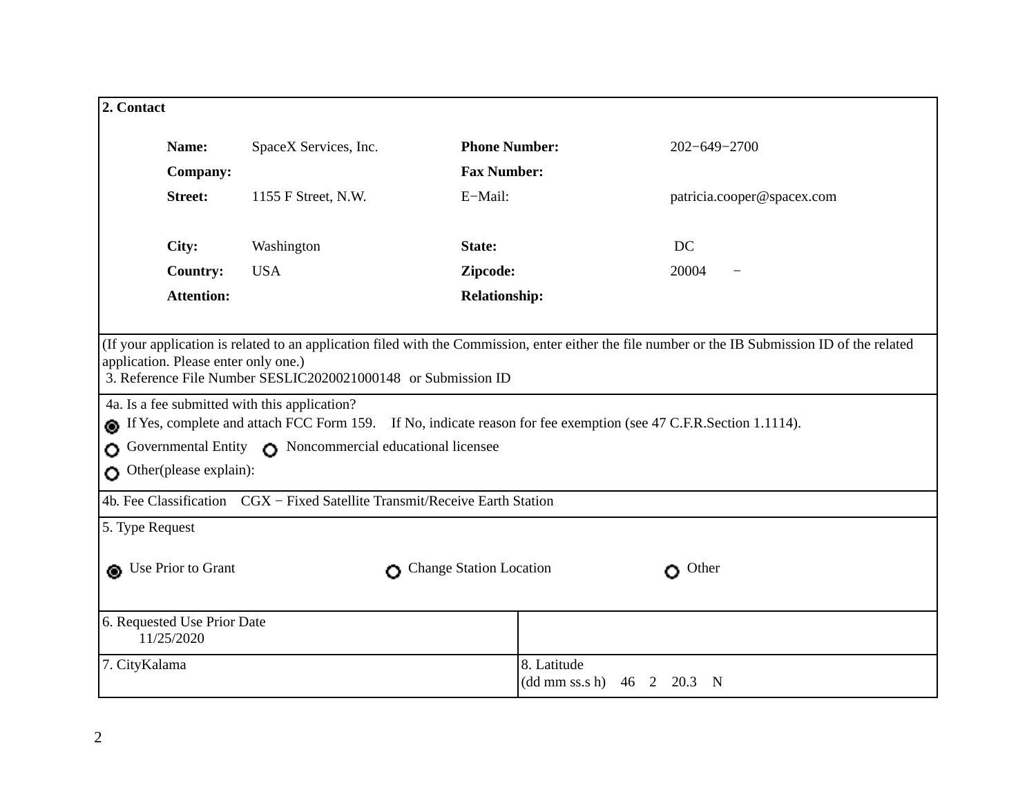**2. Contact**

| | | | |
|---|---|---|---|
| **Name:** | SpaceX Services, Inc. | **Phone Number:** | 202−649−2700 |
| **Company:** | | **Fax Number:** | |
| **Street:** | 1155 F Street, N.W. | E−Mail: | patricia.cooper@spacex.com |
| **City:** | Washington | **State:** | DC |
| **Country:** | USA | **Zipcode:** | 20004 − |
| **Attention:** | | **Relationship:** | |

(If your application is related to an application filed with the Commission, enter either the file number or the IB Submission ID of the related application. Please enter only one.)

3. Reference File Number SESLIC2020021000148 or Submission ID

4a. Is a fee submitted with this application?

- (◉) If Yes, complete and attach FCC Form 159. If No, indicate reason for fee exemption (see 47 C.F.R.Section 1.1114).
- ( ) Governmental Entity ( ) Noncommercial educational licensee
- ( ) Other(please explain):

4b. Fee Classification CGX − Fixed Satellite Transmit/Receive Earth Station

5. Type Request

(◉) Use Prior to Grant ( ) Change Station Location ( ) Other

| | |
|---|---|
| 6. Requested Use Prior Date<br>11/25/2020 | |
| 7. CityKalama | 8. Latitude<br>(dd mm ss.s h) 46 2 20.3 N |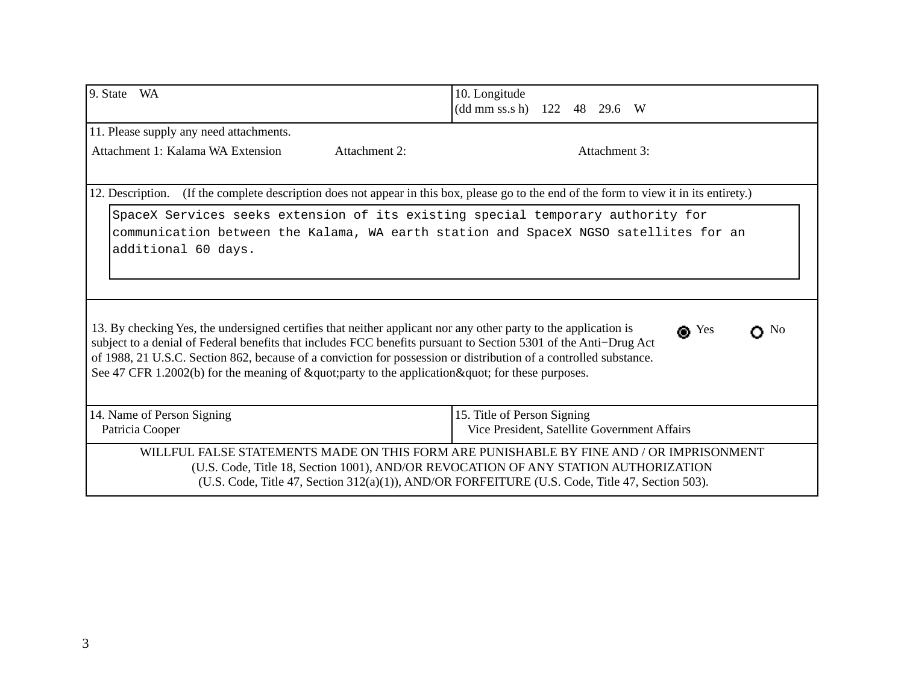| 9. State WA | 10. Longitude (dd mm ss.s h) 122 48 29.6 W |
|---|---|

11. Please supply any need attachments.

Attachment 1: Kalama WA Extension    Attachment 2:    Attachment 3:

12. Description. (If the complete description does not appear in this box, please go to the end of the form to view it in its entirety.)

```
SpaceX Services seeks extension of its existing special temporary authority for
communication between the Kalama, WA earth station and SpaceX NGSO satellites for an
additional 60 days.
```

13. By checking Yes, the undersigned certifies that neither applicant nor any other party to the application is subject to a denial of Federal benefits that includes FCC benefits pursuant to Section 5301 of the Anti−Drug Act of 1988, 21 U.S.C. Section 862, because of a conviction for possession or distribution of a controlled substance. See 47 CFR 1.2002(b) for the meaning of &quot;party to the application&quot; for these purposes.

- [x] Yes
- [ ] No

| 14. Name of Person Signing | 15. Title of Person Signing |
|---|---|
| Patricia Cooper | Vice President, Satellite Government Affairs |

WILLFUL FALSE STATEMENTS MADE ON THIS FORM ARE PUNISHABLE BY FINE AND / OR IMPRISONMENT (U.S. Code, Title 18, Section 1001), AND/OR REVOCATION OF ANY STATION AUTHORIZATION (U.S. Code, Title 47, Section 312(a)(1)), AND/OR FORFEITURE (U.S. Code, Title 47, Section 503).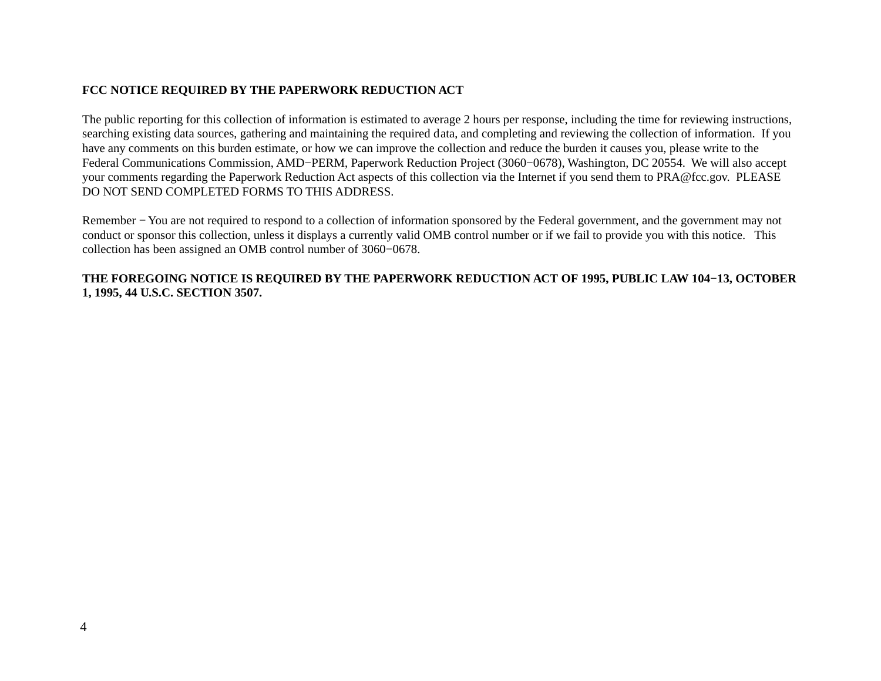**FCC NOTICE REQUIRED BY THE PAPERWORK REDUCTION ACT**

The public reporting for this collection of information is estimated to average 2 hours per response, including the time for reviewing instructions, searching existing data sources, gathering and maintaining the required data, and completing and reviewing the collection of information. If you have any comments on this burden estimate, or how we can improve the collection and reduce the burden it causes you, please write to the Federal Communications Commission, AMD−PERM, Paperwork Reduction Project (3060−0678), Washington, DC 20554. We will also accept your comments regarding the Paperwork Reduction Act aspects of this collection via the Internet if you send them to PRA@fcc.gov. PLEASE DO NOT SEND COMPLETED FORMS TO THIS ADDRESS.

Remember − You are not required to respond to a collection of information sponsored by the Federal government, and the government may not conduct or sponsor this collection, unless it displays a currently valid OMB control number or if we fail to provide you with this notice. This collection has been assigned an OMB control number of 3060−0678.

**THE FOREGOING NOTICE IS REQUIRED BY THE PAPERWORK REDUCTION ACT OF 1995, PUBLIC LAW 104−13, OCTOBER 1, 1995, 44 U.S.C. SECTION 3507.**